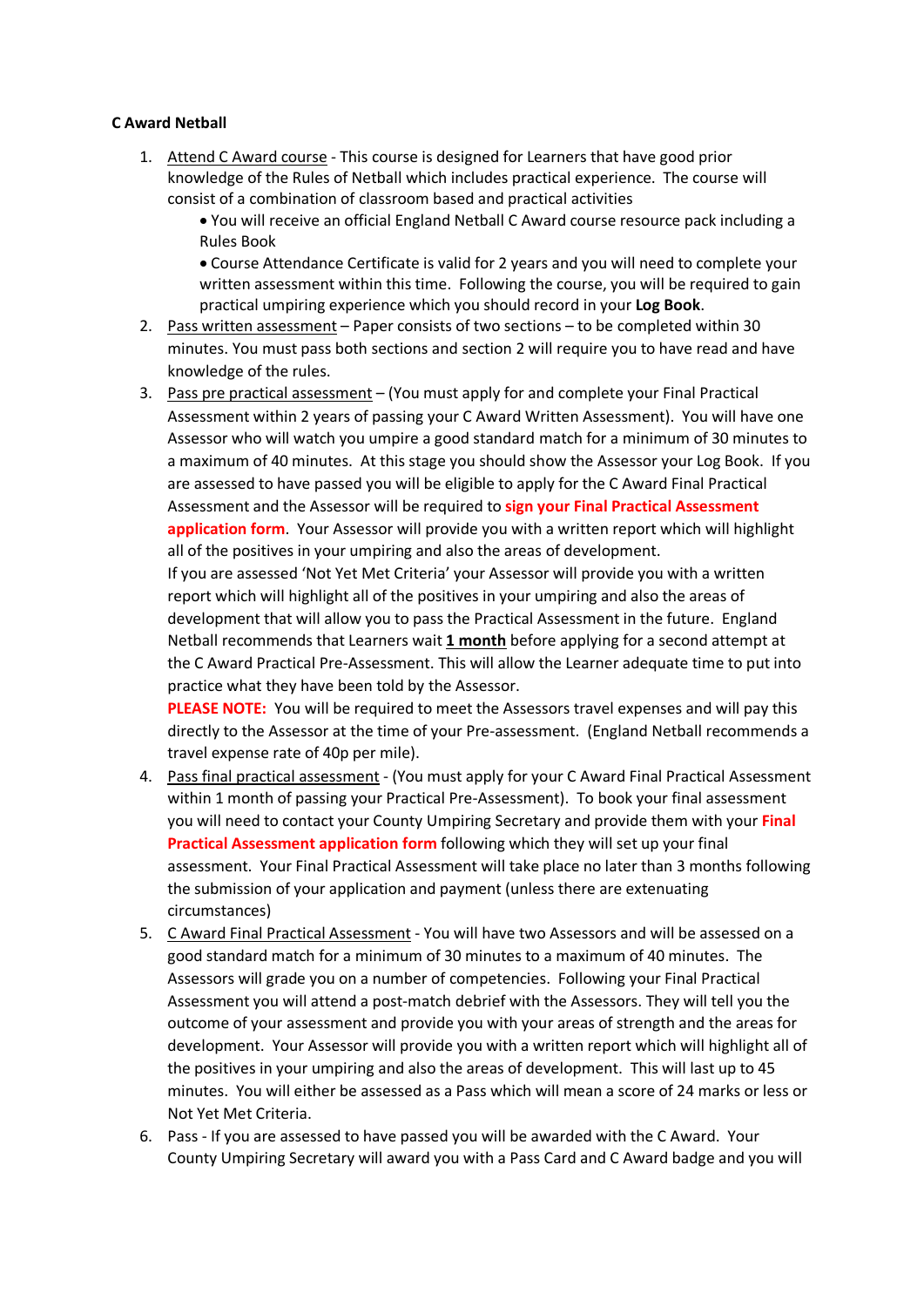**C Award Netball**

1. Attend C Award course - This course is designed for Learners that have good prior knowledge of the Rules of Netball which includes practical experience. The course will consist of a combination of classroom based and practical activities
   - You will receive an official England Netball C Award course resource pack including a Rules Book
   - Course Attendance Certificate is valid for 2 years and you will need to complete your written assessment within this time. Following the course, you will be required to gain practical umpiring experience which you should record in your **Log Book**.
2. Pass written assessment – Paper consists of two sections – to be completed within 30 minutes. You must pass both sections and section 2 will require you to have read and have knowledge of the rules.
3. Pass pre practical assessment – (You must apply for and complete your Final Practical Assessment within 2 years of passing your C Award Written Assessment). You will have one Assessor who will watch you umpire a good standard match for a minimum of 30 minutes to a maximum of 40 minutes. At this stage you should show the Assessor your Log Book. If you are assessed to have passed you will be eligible to apply for the C Award Final Practical Assessment and the Assessor will be required to **sign your Final Practical Assessment application form**. Your Assessor will provide you with a written report which will highlight all of the positives in your umpiring and also the areas of development.
   If you are assessed 'Not Yet Met Criteria' your Assessor will provide you with a written report which will highlight all of the positives in your umpiring and also the areas of development that will allow you to pass the Practical Assessment in the future. England Netball recommends that Learners wait **1 month** before applying for a second attempt at the C Award Practical Pre-Assessment. This will allow the Learner adequate time to put into practice what they have been told by the Assessor.
   **PLEASE NOTE:** You will be required to meet the Assessors travel expenses and will pay this directly to the Assessor at the time of your Pre-assessment. (England Netball recommends a travel expense rate of 40p per mile).
4. Pass final practical assessment - (You must apply for your C Award Final Practical Assessment within 1 month of passing your Practical Pre-Assessment). To book your final assessment you will need to contact your County Umpiring Secretary and provide them with your **Final Practical Assessment application form** following which they will set up your final assessment. Your Final Practical Assessment will take place no later than 3 months following the submission of your application and payment (unless there are extenuating circumstances)
5. C Award Final Practical Assessment - You will have two Assessors and will be assessed on a good standard match for a minimum of 30 minutes to a maximum of 40 minutes. The Assessors will grade you on a number of competencies. Following your Final Practical Assessment you will attend a post-match debrief with the Assessors. They will tell you the outcome of your assessment and provide you with your areas of strength and the areas for development. Your Assessor will provide you with a written report which will highlight all of the positives in your umpiring and also the areas of development. This will last up to 45 minutes. You will either be assessed as a Pass which will mean a score of 24 marks or less or Not Yet Met Criteria.
6. Pass - If you are assessed to have passed you will be awarded with the C Award. Your County Umpiring Secretary will award you with a Pass Card and C Award badge and you will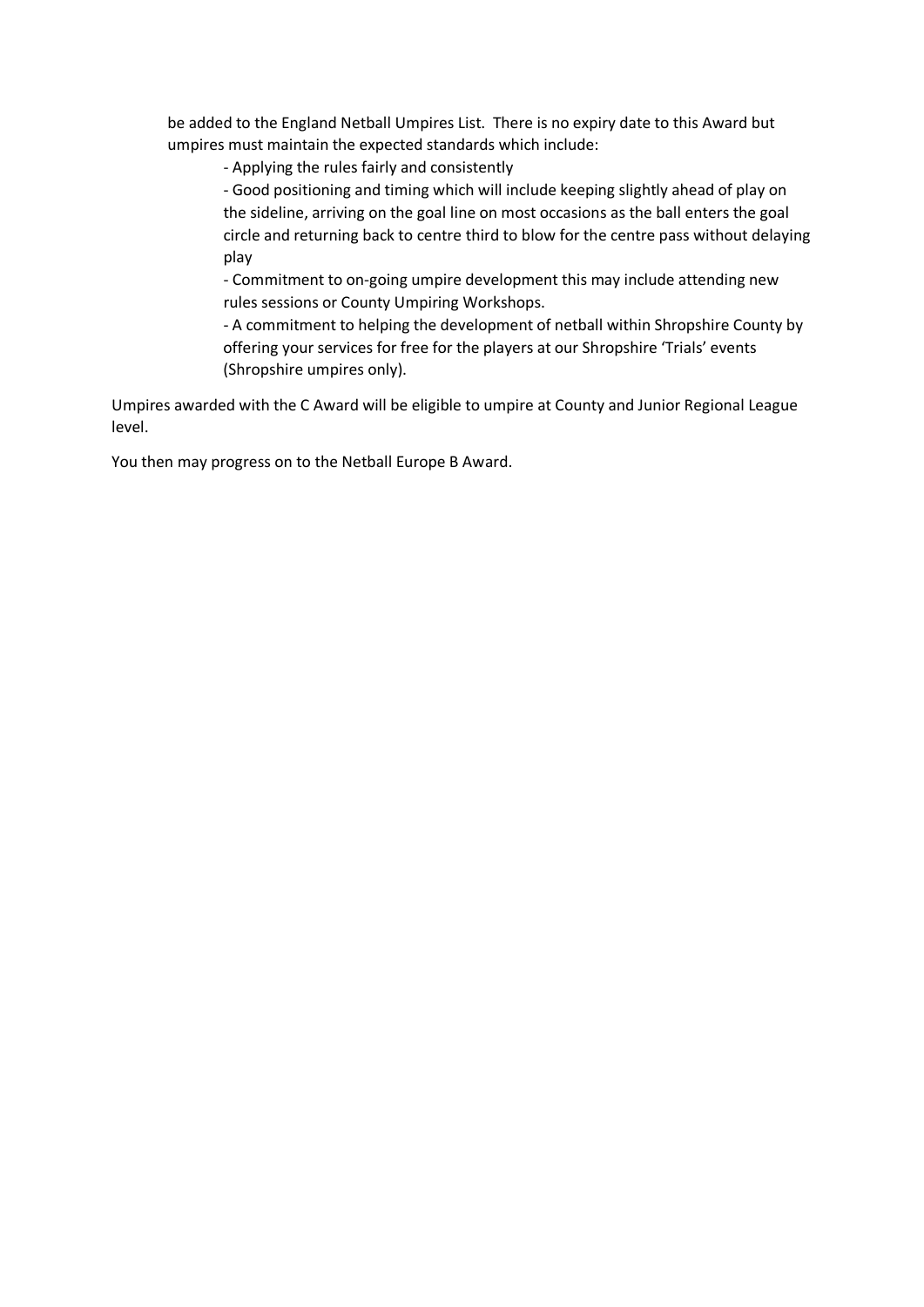be added to the England Netball Umpires List. There is no expiry date to this Award but umpires must maintain the expected standards which include:

- Applying the rules fairly and consistently
- Good positioning and timing which will include keeping slightly ahead of play on the sideline, arriving on the goal line on most occasions as the ball enters the goal circle and returning back to centre third to blow for the centre pass without delaying play
- Commitment to on-going umpire development this may include attending new rules sessions or County Umpiring Workshops.
- A commitment to helping the development of netball within Shropshire County by offering your services for free for the players at our Shropshire 'Trials' events (Shropshire umpires only).

Umpires awarded with the C Award will be eligible to umpire at County and Junior Regional League level.

You then may progress on to the Netball Europe B Award.